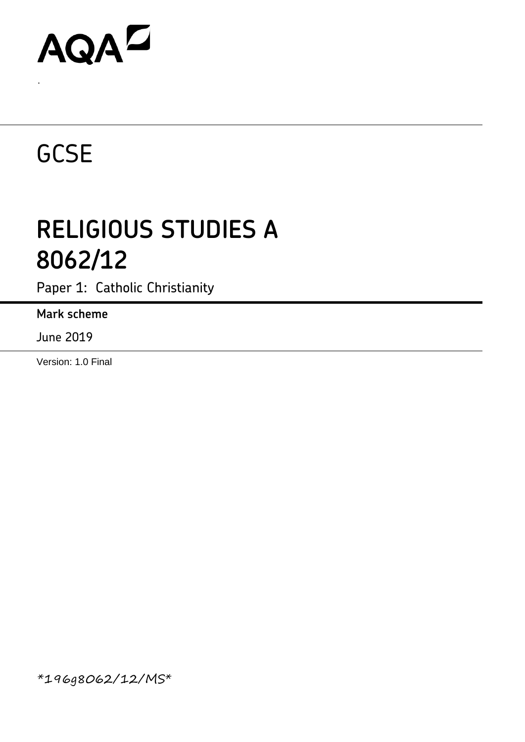AQA

GCSE

# RELIGIOUS STUDIES A 8062/12

Paper 1: Catholic Christianity

**Mark scheme**

June 2019

Version: 1.0 Final

*196g8062/12/MS*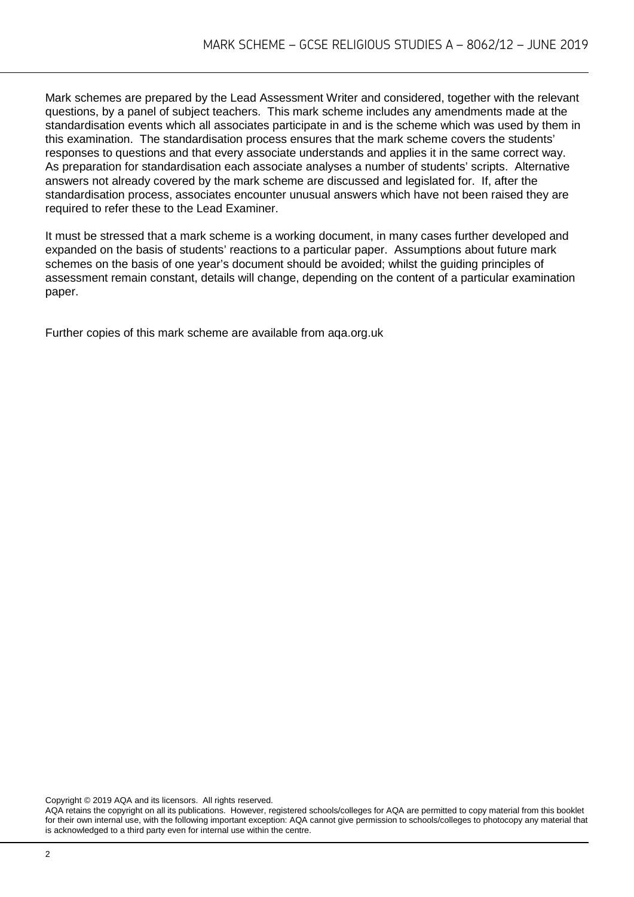Mark schemes are prepared by the Lead Assessment Writer and considered, together with the relevant questions, by a panel of subject teachers. This mark scheme includes any amendments made at the standardisation events which all associates participate in and is the scheme which was used by them in this examination. The standardisation process ensures that the mark scheme covers the students' responses to questions and that every associate understands and applies it in the same correct way. As preparation for standardisation each associate analyses a number of students' scripts. Alternative answers not already covered by the mark scheme are discussed and legislated for. If, after the standardisation process, associates encounter unusual answers which have not been raised they are required to refer these to the Lead Examiner.

It must be stressed that a mark scheme is a working document, in many cases further developed and expanded on the basis of students' reactions to a particular paper. Assumptions about future mark schemes on the basis of one year's document should be avoided; whilst the guiding principles of assessment remain constant, details will change, depending on the content of a particular examination paper.

Further copies of this mark scheme are available from aqa.org.uk

Copyright © 2019 AQA and its licensors. All rights reserved.
AQA retains the copyright on all its publications. However, registered schools/colleges for AQA are permitted to copy material from this booklet for their own internal use, with the following important exception: AQA cannot give permission to schools/colleges to photocopy any material that is acknowledged to a third party even for internal use within the centre.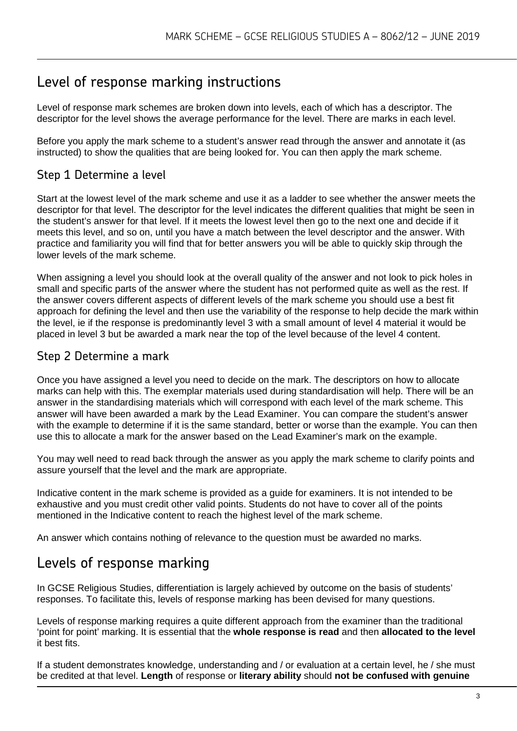## Level of response marking instructions

Level of response mark schemes are broken down into levels, each of which has a descriptor. The descriptor for the level shows the average performance for the level. There are marks in each level.

Before you apply the mark scheme to a student's answer read through the answer and annotate it (as instructed) to show the qualities that are being looked for. You can then apply the mark scheme.

### Step 1 Determine a level

Start at the lowest level of the mark scheme and use it as a ladder to see whether the answer meets the descriptor for that level. The descriptor for the level indicates the different qualities that might be seen in the student's answer for that level. If it meets the lowest level then go to the next one and decide if it meets this level, and so on, until you have a match between the level descriptor and the answer. With practice and familiarity you will find that for better answers you will be able to quickly skip through the lower levels of the mark scheme.

When assigning a level you should look at the overall quality of the answer and not look to pick holes in small and specific parts of the answer where the student has not performed quite as well as the rest. If the answer covers different aspects of different levels of the mark scheme you should use a best fit approach for defining the level and then use the variability of the response to help decide the mark within the level, ie if the response is predominantly level 3 with a small amount of level 4 material it would be placed in level 3 but be awarded a mark near the top of the level because of the level 4 content.

### Step 2 Determine a mark

Once you have assigned a level you need to decide on the mark. The descriptors on how to allocate marks can help with this. The exemplar materials used during standardisation will help. There will be an answer in the standardising materials which will correspond with each level of the mark scheme. This answer will have been awarded a mark by the Lead Examiner. You can compare the student's answer with the example to determine if it is the same standard, better or worse than the example. You can then use this to allocate a mark for the answer based on the Lead Examiner's mark on the example.

You may well need to read back through the answer as you apply the mark scheme to clarify points and assure yourself that the level and the mark are appropriate.

Indicative content in the mark scheme is provided as a guide for examiners. It is not intended to be exhaustive and you must credit other valid points. Students do not have to cover all of the points mentioned in the Indicative content to reach the highest level of the mark scheme.

An answer which contains nothing of relevance to the question must be awarded no marks.

## Levels of response marking

In GCSE Religious Studies, differentiation is largely achieved by outcome on the basis of students' responses. To facilitate this, levels of response marking has been devised for many questions.

Levels of response marking requires a quite different approach from the examiner than the traditional 'point for point' marking. It is essential that the **whole response is read** and then **allocated to the level** it best fits.

If a student demonstrates knowledge, understanding and / or evaluation at a certain level, he / she must be credited at that level. **Length** of response or **literary ability** should **not be confused with genuine**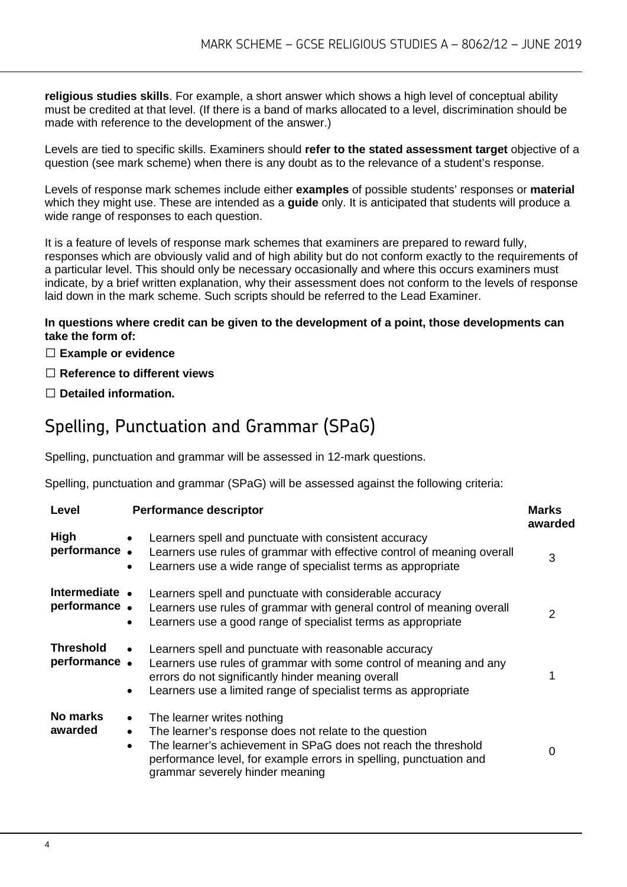**religious studies skills**. For example, a short answer which shows a high level of conceptual ability must be credited at that level. (If there is a band of marks allocated to a level, discrimination should be made with reference to the development of the answer.)

Levels are tied to specific skills. Examiners should **refer to the stated assessment target** objective of a question (see mark scheme) when there is any doubt as to the relevance of a student's response.

Levels of response mark schemes include either **examples** of possible students' responses or **material** which they might use. These are intended as a **guide** only. It is anticipated that students will produce a wide range of responses to each question.

It is a feature of levels of response mark schemes that examiners are prepared to reward fully, responses which are obviously valid and of high ability but do not conform exactly to the requirements of a particular level. This should only be necessary occasionally and where this occurs examiners must indicate, by a brief written explanation, why their assessment does not conform to the levels of response laid down in the mark scheme. Such scripts should be referred to the Lead Examiner.

**In questions where credit can be given to the development of a point, those developments can take the form of:**

☐ **Example or evidence**

☐ **Reference to different views**

☐ **Detailed information.**

## Spelling, Punctuation and Grammar (SPaG)

Spelling, punctuation and grammar will be assessed in 12-mark questions.

Spelling, punctuation and grammar (SPaG) will be assessed against the following criteria:

| Level | Performance descriptor | Marks awarded |
|---|---|---|
| **High performance** | • Learners spell and punctuate with consistent accuracy<br>• Learners use rules of grammar with effective control of meaning overall<br>• Learners use a wide range of specialist terms as appropriate | 3 |
| **Intermediate performance** | • Learners spell and punctuate with considerable accuracy<br>• Learners use rules of grammar with general control of meaning overall<br>• Learners use a good range of specialist terms as appropriate | 2 |
| **Threshold performance** | • Learners spell and punctuate with reasonable accuracy<br>• Learners use rules of grammar with some control of meaning and any errors do not significantly hinder meaning overall<br>• Learners use a limited range of specialist terms as appropriate | 1 |
| **No marks awarded** | • The learner writes nothing<br>• The learner's response does not relate to the question<br>• The learner's achievement in SPaG does not reach the threshold performance level, for example errors in spelling, punctuation and grammar severely hinder meaning | 0 |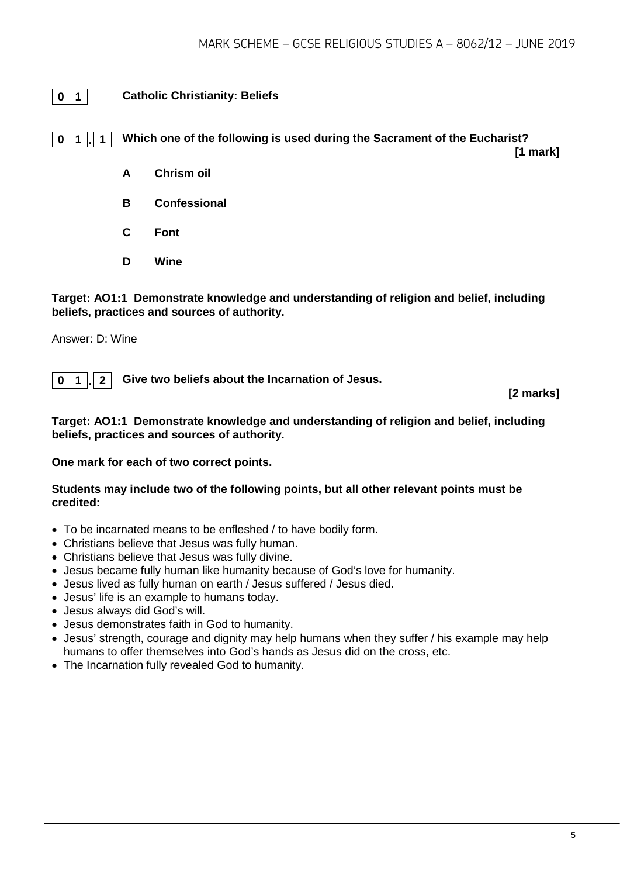## 0 1 Catholic Christianity: Beliefs

### 0 1 . 1 Which one of the following is used during the Sacrament of the Eucharist?

**[1 mark]**

**A** **Chrism oil**

**B** **Confessional**

**C** **Font**

**D** **Wine**

**Target: AO1:1 Demonstrate knowledge and understanding of religion and belief, including beliefs, practices and sources of authority.**

Answer: D: Wine

### 0 1 . 2 Give two beliefs about the Incarnation of Jesus.

**[2 marks]**

**Target: AO1:1 Demonstrate knowledge and understanding of religion and belief, including beliefs, practices and sources of authority.**

**One mark for each of two correct points.**

**Students may include two of the following points, but all other relevant points must be credited:**

- To be incarnated means to be enfleshed / to have bodily form.
- Christians believe that Jesus was fully human.
- Christians believe that Jesus was fully divine.
- Jesus became fully human like humanity because of God's love for humanity.
- Jesus lived as fully human on earth / Jesus suffered / Jesus died.
- Jesus' life is an example to humans today.
- Jesus always did God's will.
- Jesus demonstrates faith in God to humanity.
- Jesus' strength, courage and dignity may help humans when they suffer / his example may help humans to offer themselves into God's hands as Jesus did on the cross, etc.
- The Incarnation fully revealed God to humanity.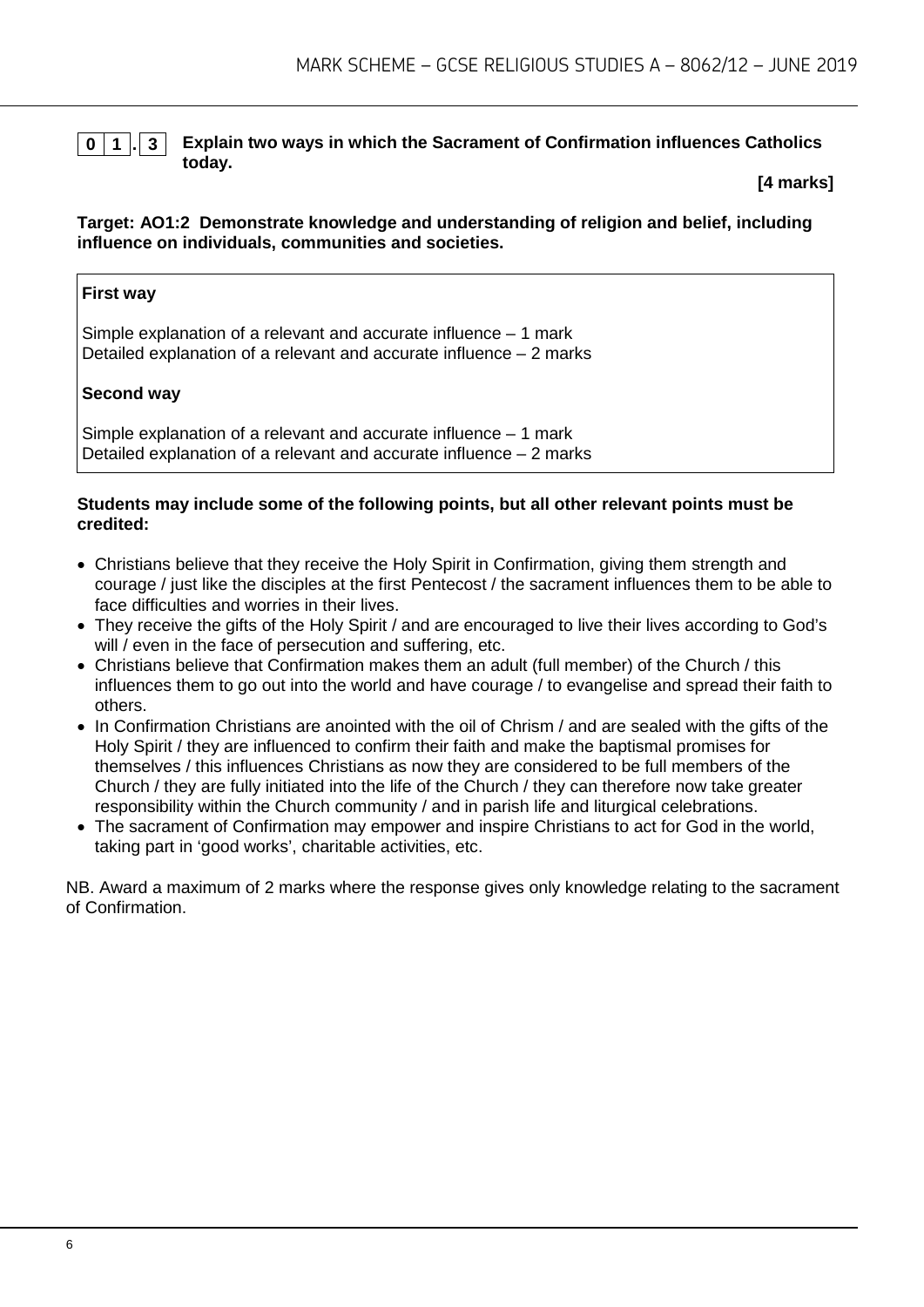**0 1 . 3** **Explain two ways in which the Sacrament of Confirmation influences Catholics today.**

**[4 marks]**

**Target: AO1:2 Demonstrate knowledge and understanding of religion and belief, including influence on individuals, communities and societies.**

**First way**

Simple explanation of a relevant and accurate influence – 1 mark
Detailed explanation of a relevant and accurate influence – 2 marks

**Second way**

Simple explanation of a relevant and accurate influence – 1 mark
Detailed explanation of a relevant and accurate influence – 2 marks

**Students may include some of the following points, but all other relevant points must be credited:**

- Christians believe that they receive the Holy Spirit in Confirmation, giving them strength and courage / just like the disciples at the first Pentecost / the sacrament influences them to be able to face difficulties and worries in their lives.
- They receive the gifts of the Holy Spirit / and are encouraged to live their lives according to God's will / even in the face of persecution and suffering, etc.
- Christians believe that Confirmation makes them an adult (full member) of the Church / this influences them to go out into the world and have courage / to evangelise and spread their faith to others.
- In Confirmation Christians are anointed with the oil of Chrism / and are sealed with the gifts of the Holy Spirit / they are influenced to confirm their faith and make the baptismal promises for themselves / this influences Christians as now they are considered to be full members of the Church / they are fully initiated into the life of the Church / they can therefore now take greater responsibility within the Church community / and in parish life and liturgical celebrations.
- The sacrament of Confirmation may empower and inspire Christians to act for God in the world, taking part in 'good works', charitable activities, etc.

NB. Award a maximum of 2 marks where the response gives only knowledge relating to the sacrament of Confirmation.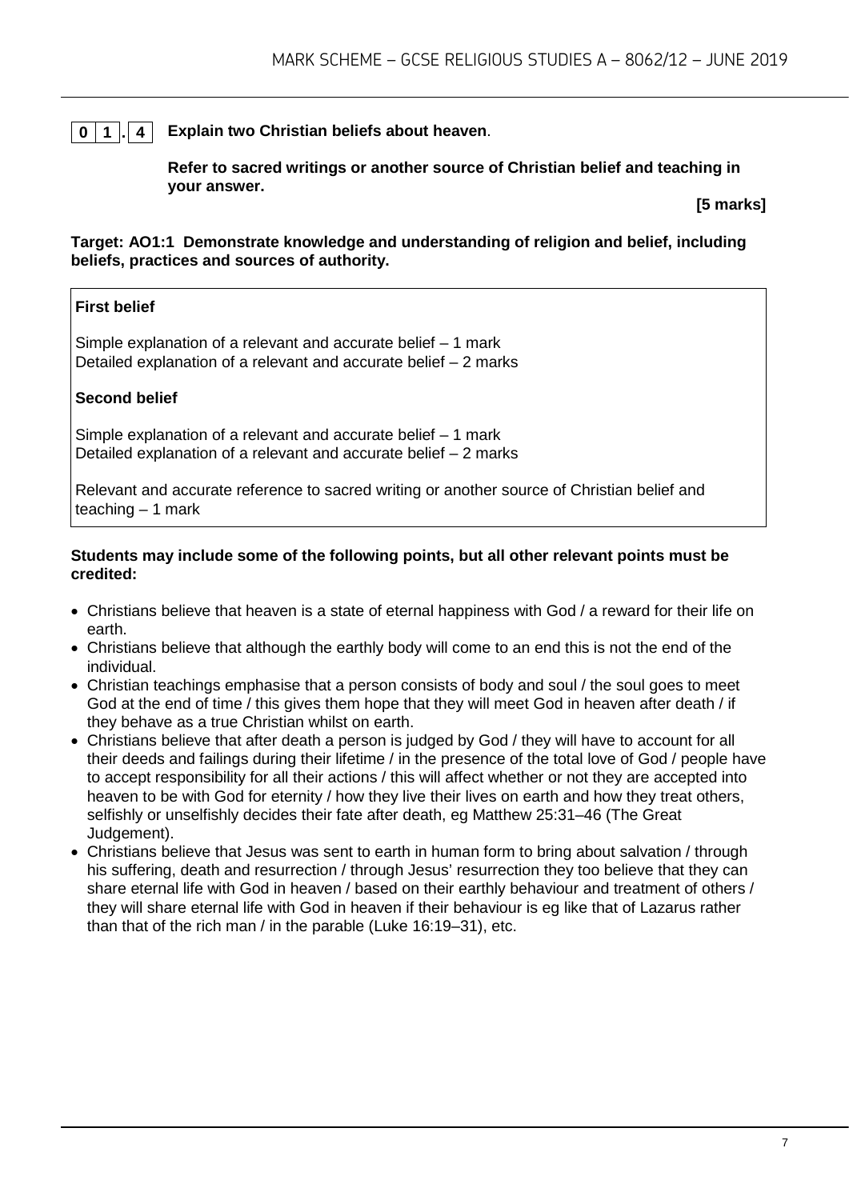**0 1 . 4** **Explain two Christian beliefs about heaven**.

**Refer to sacred writings or another source of Christian belief and teaching in your answer.**

**[5 marks]**

**Target: AO1:1 Demonstrate knowledge and understanding of religion and belief, including beliefs, practices and sources of authority.**

**First belief**

Simple explanation of a relevant and accurate belief – 1 mark
Detailed explanation of a relevant and accurate belief – 2 marks

**Second belief**

Simple explanation of a relevant and accurate belief – 1 mark
Detailed explanation of a relevant and accurate belief – 2 marks

Relevant and accurate reference to sacred writing or another source of Christian belief and teaching – 1 mark

**Students may include some of the following points, but all other relevant points must be credited:**

- Christians believe that heaven is a state of eternal happiness with God / a reward for their life on earth.
- Christians believe that although the earthly body will come to an end this is not the end of the individual.
- Christian teachings emphasise that a person consists of body and soul / the soul goes to meet God at the end of time / this gives them hope that they will meet God in heaven after death / if they behave as a true Christian whilst on earth.
- Christians believe that after death a person is judged by God / they will have to account for all their deeds and failings during their lifetime / in the presence of the total love of God / people have to accept responsibility for all their actions / this will affect whether or not they are accepted into heaven to be with God for eternity / how they live their lives on earth and how they treat others, selfishly or unselfishly decides their fate after death, eg Matthew 25:31–46 (The Great Judgement).
- Christians believe that Jesus was sent to earth in human form to bring about salvation / through his suffering, death and resurrection / through Jesus' resurrection they too believe that they can share eternal life with God in heaven / based on their earthly behaviour and treatment of others / they will share eternal life with God in heaven if their behaviour is eg like that of Lazarus rather than that of the rich man / in the parable (Luke 16:19–31), etc.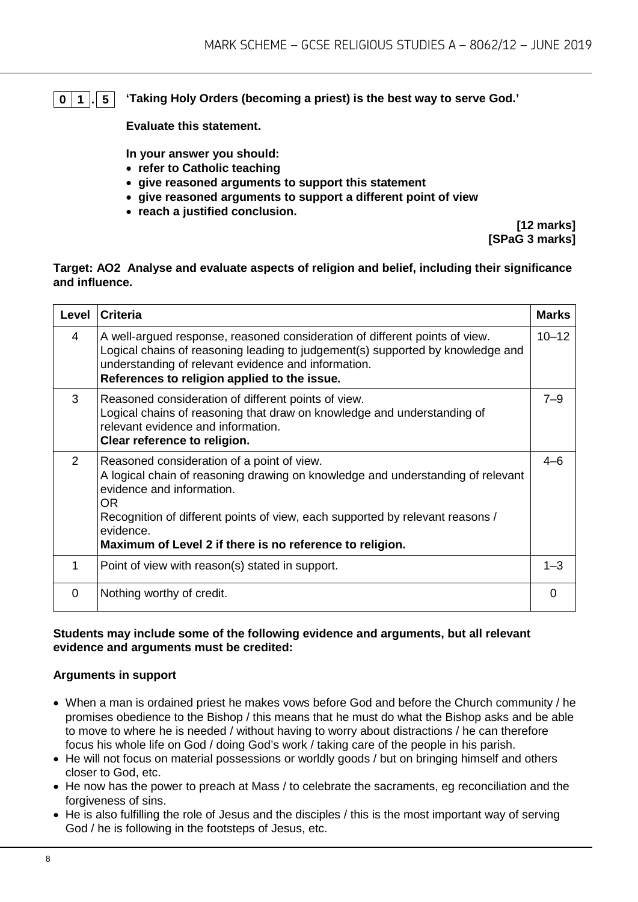**0 1 . 5** **'Taking Holy Orders (becoming a priest) is the best way to serve God.'**

**Evaluate this statement.**

**In your answer you should:**

- **refer to Catholic teaching**
- **give reasoned arguments to support this statement**
- **give reasoned arguments to support a different point of view**
- **reach a justified conclusion.**

**[12 marks]**
**[SPaG 3 marks]**

**Target: AO2 Analyse and evaluate aspects of religion and belief, including their significance and influence.**

| Level | Criteria | Marks |
| --- | --- | --- |
| 4 | A well-argued response, reasoned consideration of different points of view. Logical chains of reasoning leading to judgement(s) supported by knowledge and understanding of relevant evidence and information. **References to religion applied to the issue.** | 10–12 |
| 3 | Reasoned consideration of different points of view. Logical chains of reasoning that draw on knowledge and understanding of relevant evidence and information. **Clear reference to religion.** | 7–9 |
| 2 | Reasoned consideration of a point of view. A logical chain of reasoning drawing on knowledge and understanding of relevant evidence and information. OR Recognition of different points of view, each supported by relevant reasons / evidence. **Maximum of Level 2 if there is no reference to religion.** | 4–6 |
| 1 | Point of view with reason(s) stated in support. | 1–3 |
| 0 | Nothing worthy of credit. | 0 |

**Students may include some of the following evidence and arguments, but all relevant evidence and arguments must be credited:**

**Arguments in support**

- When a man is ordained priest he makes vows before God and before the Church community / he promises obedience to the Bishop / this means that he must do what the Bishop asks and be able to move to where he is needed / without having to worry about distractions / he can therefore focus his whole life on God / doing God's work / taking care of the people in his parish.
- He will not focus on material possessions or worldly goods / but on bringing himself and others closer to God, etc.
- He now has the power to preach at Mass / to celebrate the sacraments, eg reconciliation and the forgiveness of sins.
- He is also fulfilling the role of Jesus and the disciples / this is the most important way of serving God / he is following in the footsteps of Jesus, etc.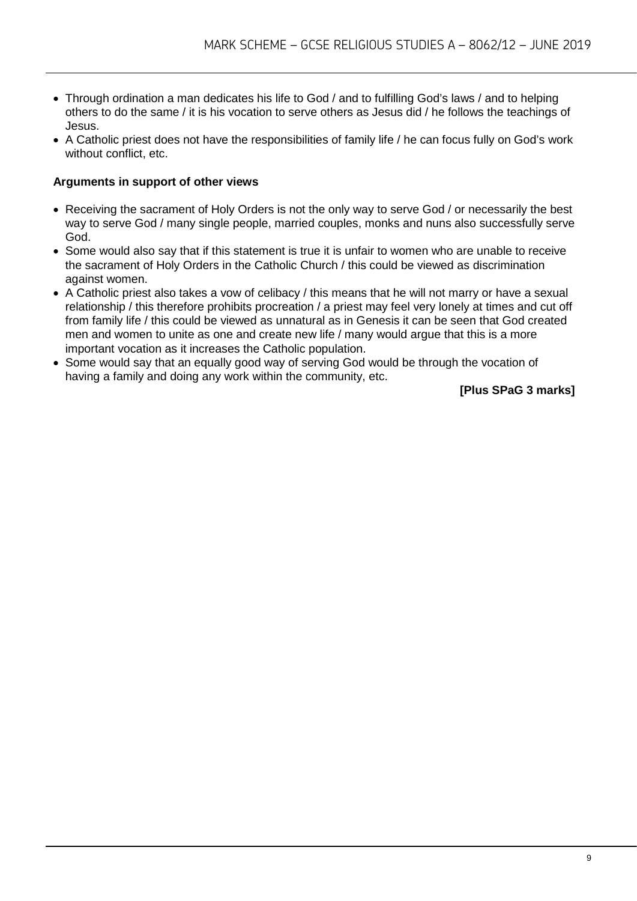- Through ordination a man dedicates his life to God / and to fulfilling God's laws / and to helping others to do the same / it is his vocation to serve others as Jesus did / he follows the teachings of Jesus.
- A Catholic priest does not have the responsibilities of family life / he can focus fully on God's work without conflict, etc.

**Arguments in support of other views**

- Receiving the sacrament of Holy Orders is not the only way to serve God / or necessarily the best way to serve God / many single people, married couples, monks and nuns also successfully serve God.
- Some would also say that if this statement is true it is unfair to women who are unable to receive the sacrament of Holy Orders in the Catholic Church / this could be viewed as discrimination against women.
- A Catholic priest also takes a vow of celibacy / this means that he will not marry or have a sexual relationship / this therefore prohibits procreation / a priest may feel very lonely at times and cut off from family life / this could be viewed as unnatural as in Genesis it can be seen that God created men and women to unite as one and create new life / many would argue that this is a more important vocation as it increases the Catholic population.
- Some would say that an equally good way of serving God would be through the vocation of having a family and doing any work within the community, etc.

**[Plus SPaG 3 marks]**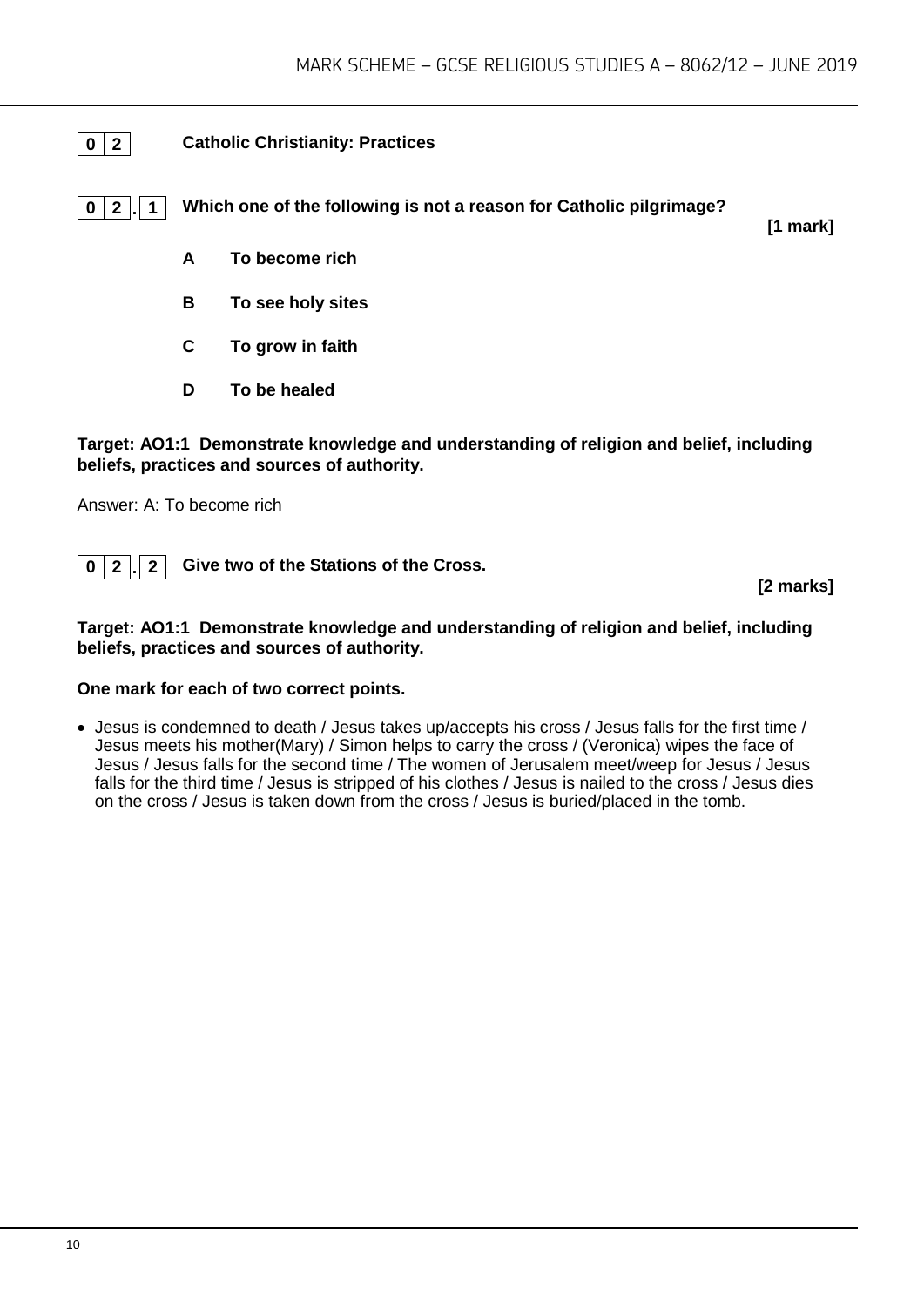## 0 2 Catholic Christianity: Practices

**0 2 . 1 Which one of the following is not a reason for Catholic pilgrimage?** **[1 mark]**

**A To become rich**

**B To see holy sites**

**C To grow in faith**

**D To be healed**

**Target: AO1:1 Demonstrate knowledge and understanding of religion and belief, including beliefs, practices and sources of authority.**

Answer: A: To become rich

**0 2 . 2 Give two of the Stations of the Cross.** **[2 marks]**

**Target: AO1:1 Demonstrate knowledge and understanding of religion and belief, including beliefs, practices and sources of authority.**

**One mark for each of two correct points.**

- Jesus is condemned to death / Jesus takes up/accepts his cross / Jesus falls for the first time / Jesus meets his mother(Mary) / Simon helps to carry the cross / (Veronica) wipes the face of Jesus / Jesus falls for the second time / The women of Jerusalem meet/weep for Jesus / Jesus falls for the third time / Jesus is stripped of his clothes / Jesus is nailed to the cross / Jesus dies on the cross / Jesus is taken down from the cross / Jesus is buried/placed in the tomb.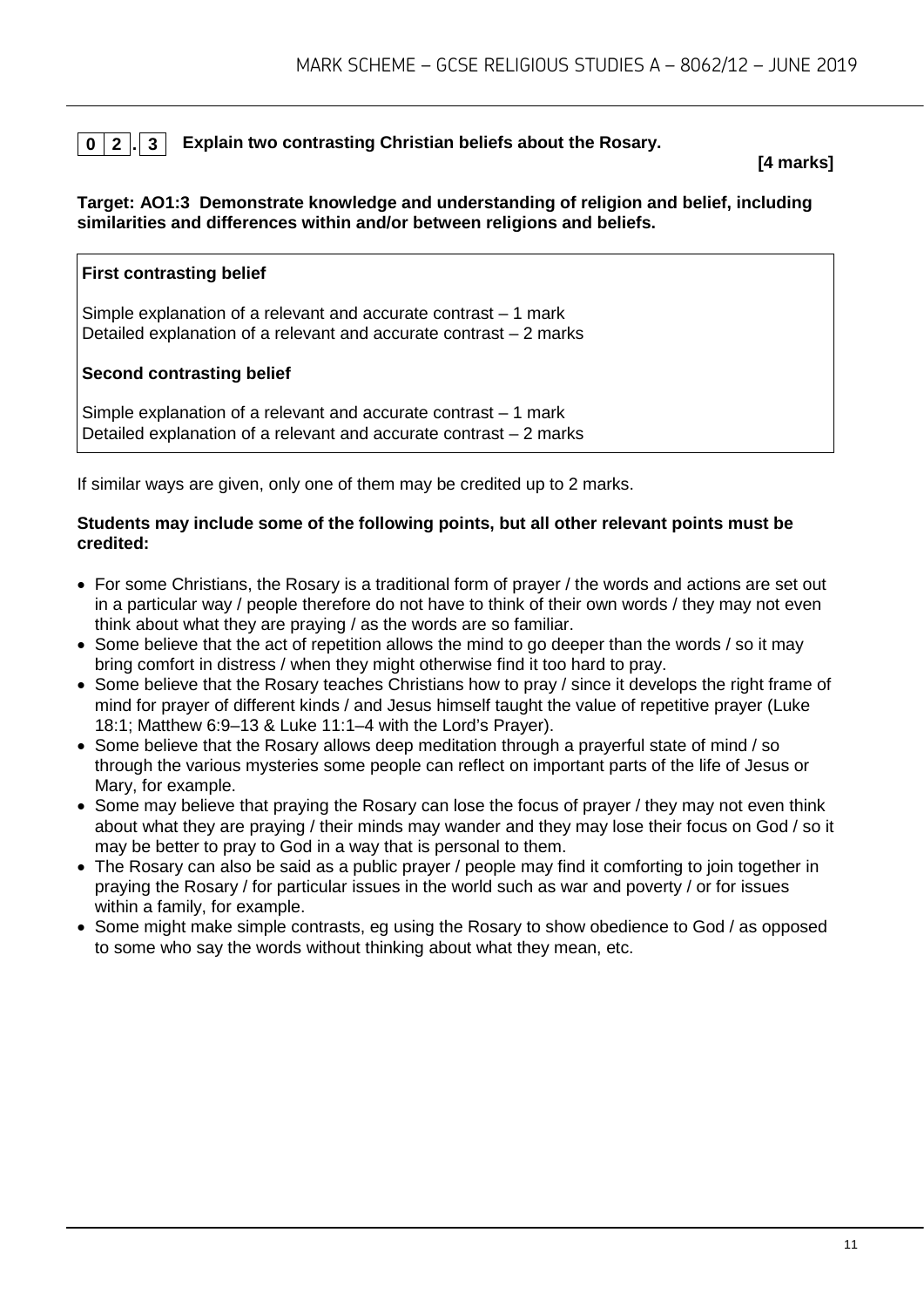**0 2 . 3** **Explain two contrasting Christian beliefs about the Rosary.**

**[4 marks]**

**Target: AO1:3 Demonstrate knowledge and understanding of religion and belief, including similarities and differences within and/or between religions and beliefs.**

**First contrasting belief**

Simple explanation of a relevant and accurate contrast – 1 mark
Detailed explanation of a relevant and accurate contrast – 2 marks

**Second contrasting belief**

Simple explanation of a relevant and accurate contrast – 1 mark
Detailed explanation of a relevant and accurate contrast – 2 marks

If similar ways are given, only one of them may be credited up to 2 marks.

**Students may include some of the following points, but all other relevant points must be credited:**

- For some Christians, the Rosary is a traditional form of prayer / the words and actions are set out in a particular way / people therefore do not have to think of their own words / they may not even think about what they are praying / as the words are so familiar.
- Some believe that the act of repetition allows the mind to go deeper than the words / so it may bring comfort in distress / when they might otherwise find it too hard to pray.
- Some believe that the Rosary teaches Christians how to pray / since it develops the right frame of mind for prayer of different kinds / and Jesus himself taught the value of repetitive prayer (Luke 18:1; Matthew 6:9–13 & Luke 11:1–4 with the Lord's Prayer).
- Some believe that the Rosary allows deep meditation through a prayerful state of mind / so through the various mysteries some people can reflect on important parts of the life of Jesus or Mary, for example.
- Some may believe that praying the Rosary can lose the focus of prayer / they may not even think about what they are praying / their minds may wander and they may lose their focus on God / so it may be better to pray to God in a way that is personal to them.
- The Rosary can also be said as a public prayer / people may find it comforting to join together in praying the Rosary / for particular issues in the world such as war and poverty / or for issues within a family, for example.
- Some might make simple contrasts, eg using the Rosary to show obedience to God / as opposed to some who say the words without thinking about what they mean, etc.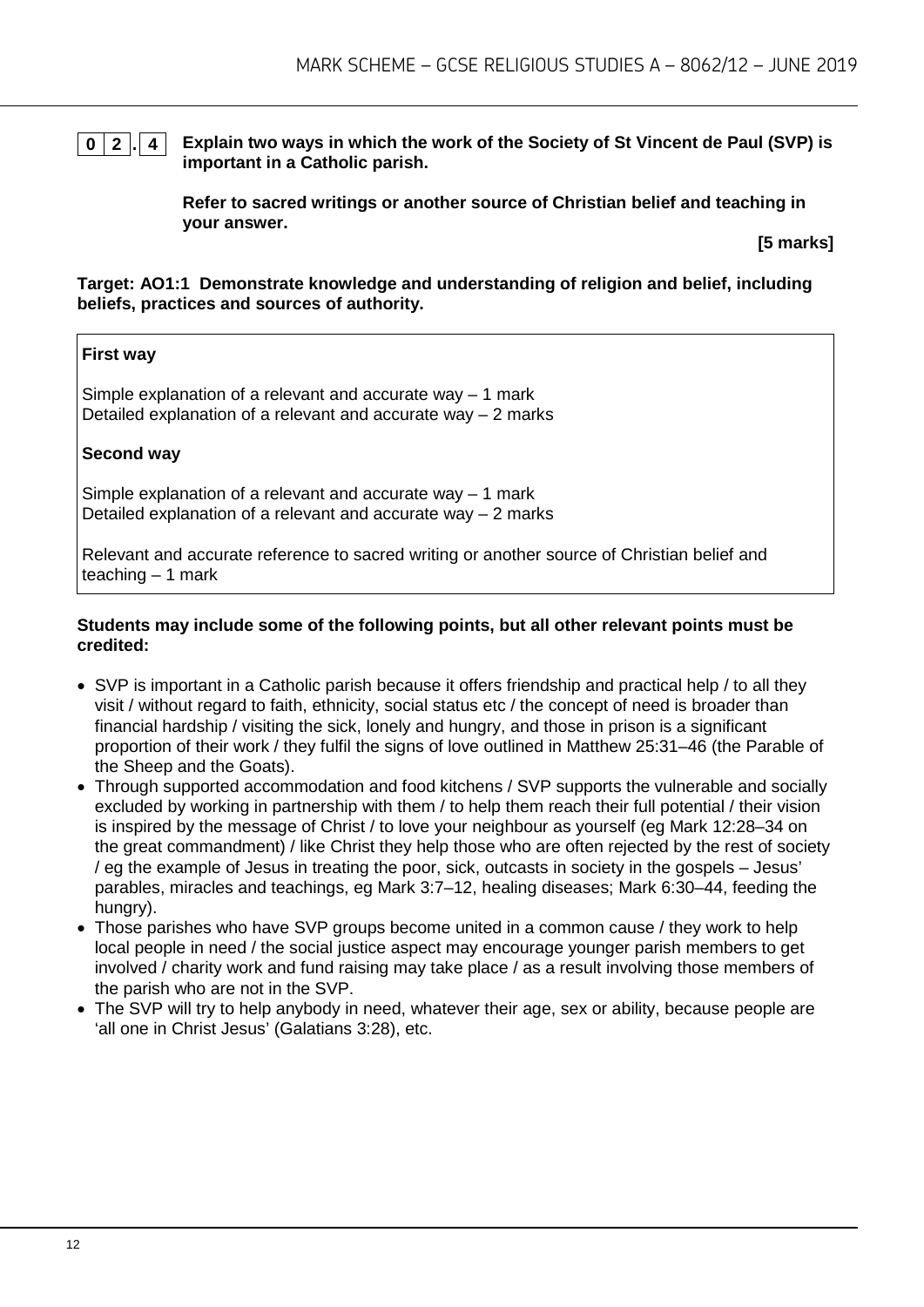**0 2 . 4** **Explain two ways in which the work of the Society of St Vincent de Paul (SVP) is important in a Catholic parish.**

**Refer to sacred writings or another source of Christian belief and teaching in your answer.**

**[5 marks]**

**Target: AO1:1 Demonstrate knowledge and understanding of religion and belief, including beliefs, practices and sources of authority.**

**First way**

Simple explanation of a relevant and accurate way – 1 mark
Detailed explanation of a relevant and accurate way – 2 marks

**Second way**

Simple explanation of a relevant and accurate way – 1 mark
Detailed explanation of a relevant and accurate way – 2 marks

Relevant and accurate reference to sacred writing or another source of Christian belief and teaching – 1 mark

**Students may include some of the following points, but all other relevant points must be credited:**

- SVP is important in a Catholic parish because it offers friendship and practical help / to all they visit / without regard to faith, ethnicity, social status etc / the concept of need is broader than financial hardship / visiting the sick, lonely and hungry, and those in prison is a significant proportion of their work / they fulfil the signs of love outlined in Matthew 25:31–46 (the Parable of the Sheep and the Goats).
- Through supported accommodation and food kitchens / SVP supports the vulnerable and socially excluded by working in partnership with them / to help them reach their full potential / their vision is inspired by the message of Christ / to love your neighbour as yourself (eg Mark 12:28–34 on the great commandment) / like Christ they help those who are often rejected by the rest of society / eg the example of Jesus in treating the poor, sick, outcasts in society in the gospels – Jesus' parables, miracles and teachings, eg Mark 3:7–12, healing diseases; Mark 6:30–44, feeding the hungry).
- Those parishes who have SVP groups become united in a common cause / they work to help local people in need / the social justice aspect may encourage younger parish members to get involved / charity work and fund raising may take place / as a result involving those members of the parish who are not in the SVP.
- The SVP will try to help anybody in need, whatever their age, sex or ability, because people are 'all one in Christ Jesus' (Galatians 3:28), etc.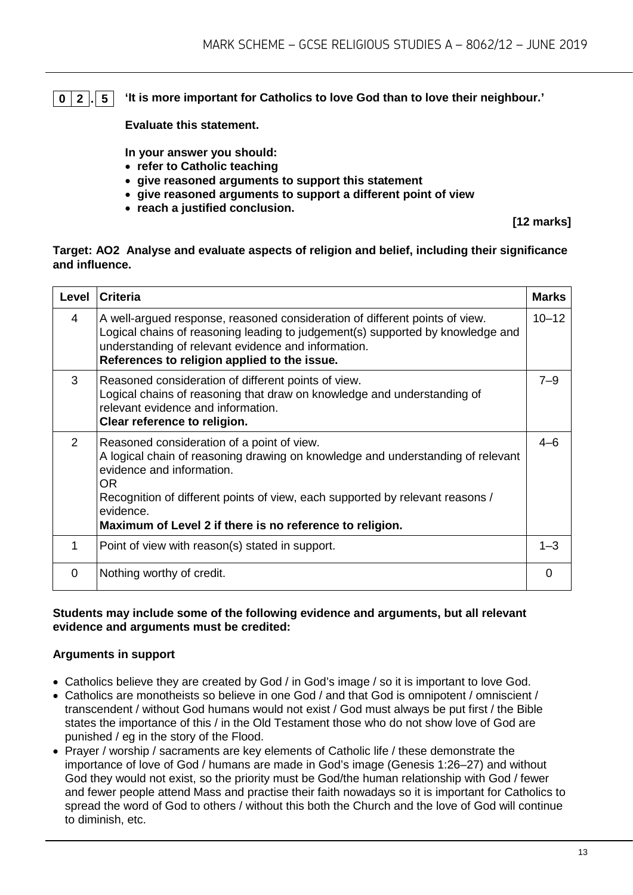**0 2 . 5** **'It is more important for Catholics to love God than to love their neighbour.'**

**Evaluate this statement.**

**In your answer you should:**

- **refer to Catholic teaching**
- **give reasoned arguments to support this statement**
- **give reasoned arguments to support a different point of view**
- **reach a justified conclusion.**

**[12 marks]**

**Target: AO2 Analyse and evaluate aspects of religion and belief, including their significance and influence.**

| Level | Criteria | Marks |
|---|---|---|
| 4 | A well-argued response, reasoned consideration of different points of view. Logical chains of reasoning leading to judgement(s) supported by knowledge and understanding of relevant evidence and information. **References to religion applied to the issue.** | 10–12 |
| 3 | Reasoned consideration of different points of view. Logical chains of reasoning that draw on knowledge and understanding of relevant evidence and information. **Clear reference to religion.** | 7–9 |
| 2 | Reasoned consideration of a point of view. A logical chain of reasoning drawing on knowledge and understanding of relevant evidence and information. OR Recognition of different points of view, each supported by relevant reasons / evidence. **Maximum of Level 2 if there is no reference to religion.** | 4–6 |
| 1 | Point of view with reason(s) stated in support. | 1–3 |
| 0 | Nothing worthy of credit. | 0 |

**Students may include some of the following evidence and arguments, but all relevant evidence and arguments must be credited:**

**Arguments in support**

- Catholics believe they are created by God / in God's image / so it is important to love God.
- Catholics are monotheists so believe in one God / and that God is omnipotent / omniscient / transcendent / without God humans would not exist / God must always be put first / the Bible states the importance of this / in the Old Testament those who do not show love of God are punished / eg in the story of the Flood.
- Prayer / worship / sacraments are key elements of Catholic life / these demonstrate the importance of love of God / humans are made in God's image (Genesis 1:26–27) and without God they would not exist, so the priority must be God/the human relationship with God / fewer and fewer people attend Mass and practise their faith nowadays so it is important for Catholics to spread the word of God to others / without this both the Church and the love of God will continue to diminish, etc.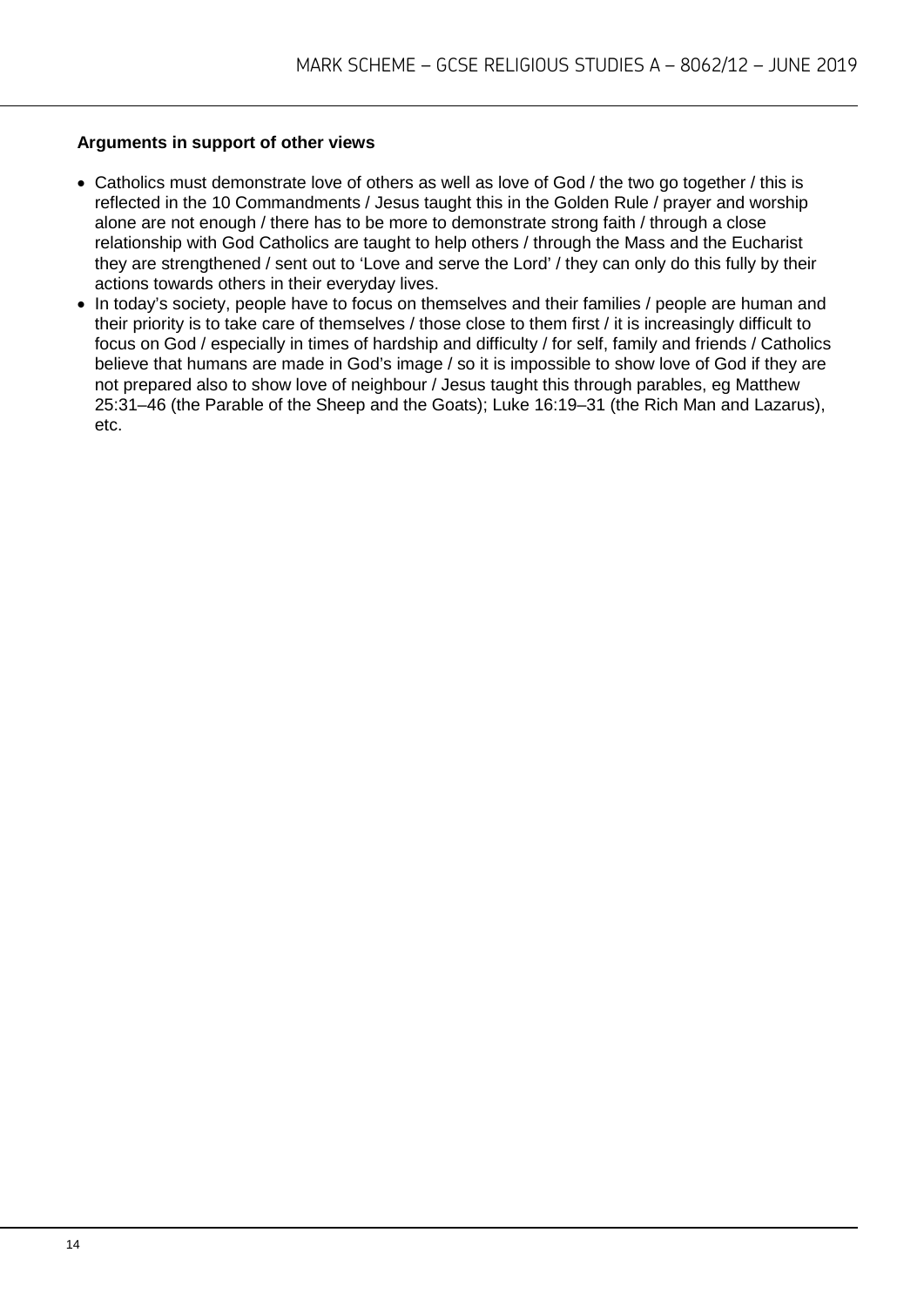**Arguments in support of other views**

- Catholics must demonstrate love of others as well as love of God / the two go together / this is reflected in the 10 Commandments / Jesus taught this in the Golden Rule / prayer and worship alone are not enough / there has to be more to demonstrate strong faith / through a close relationship with God Catholics are taught to help others / through the Mass and the Eucharist they are strengthened / sent out to 'Love and serve the Lord' / they can only do this fully by their actions towards others in their everyday lives.
- In today's society, people have to focus on themselves and their families / people are human and their priority is to take care of themselves / those close to them first / it is increasingly difficult to focus on God / especially in times of hardship and difficulty / for self, family and friends / Catholics believe that humans are made in God's image / so it is impossible to show love of God if they are not prepared also to show love of neighbour / Jesus taught this through parables, eg Matthew 25:31–46 (the Parable of the Sheep and the Goats); Luke 16:19–31 (the Rich Man and Lazarus), etc.